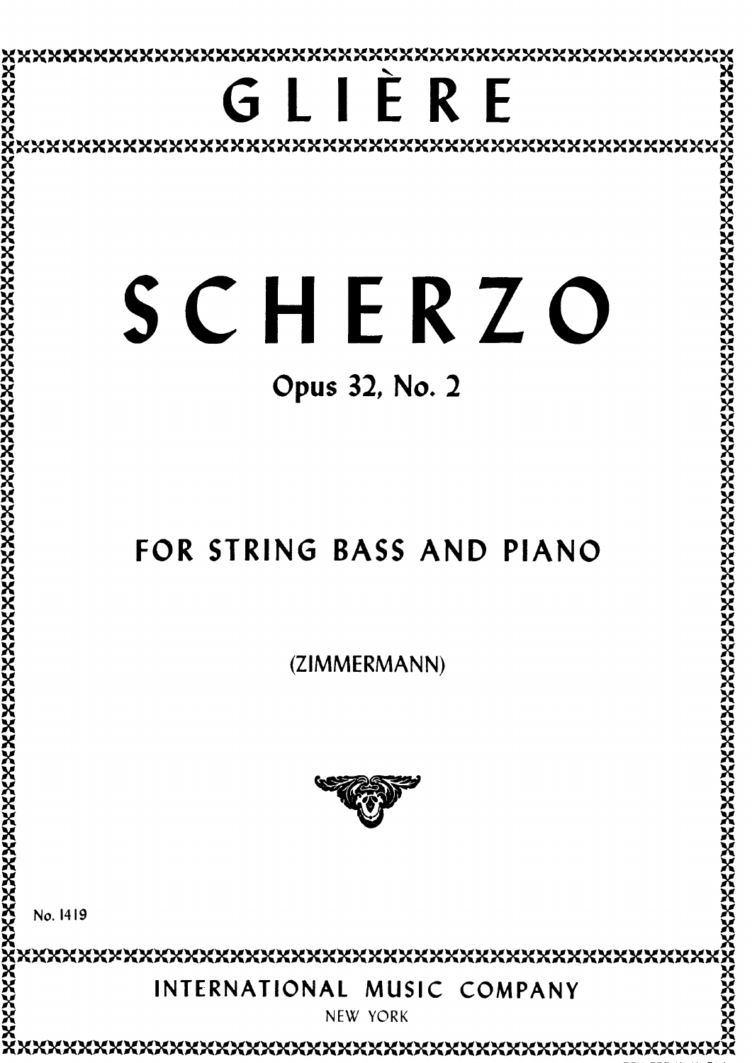# GLIÈRE

# SCHERZO

## Opus 32, No. 2

## FOR STRING BASS AND PIANO

(ZIMMERMANN)

No. 1419

INTERNATIONAL MUSIC COMPANY

NEW YORK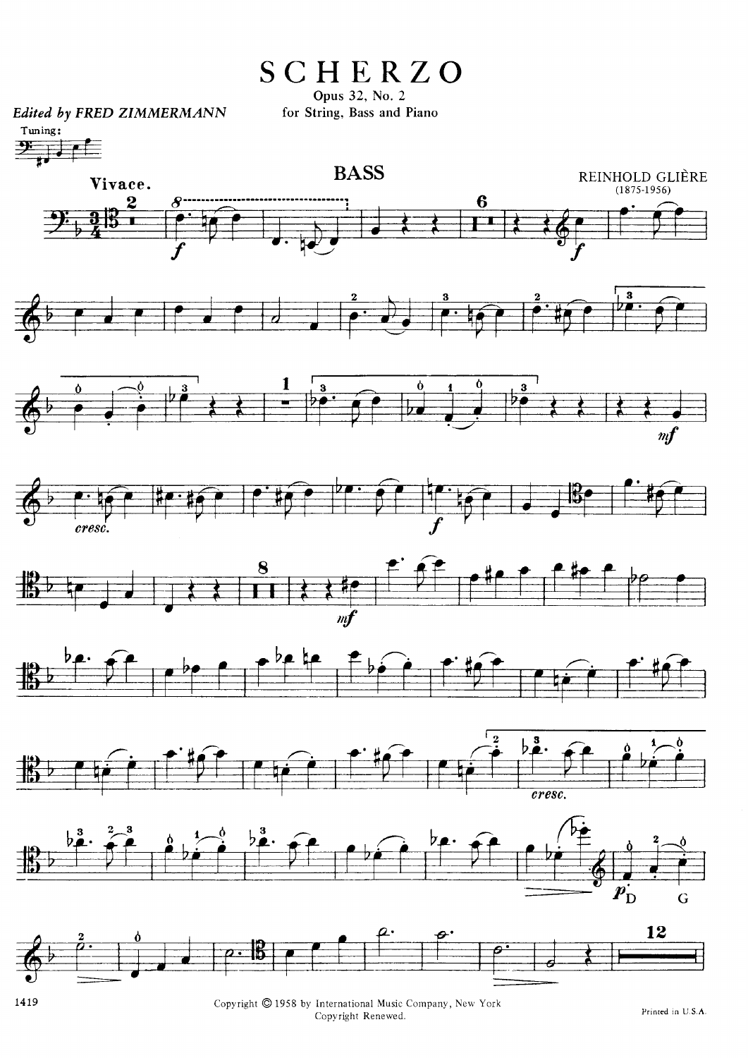# SCHERZO

Opus 32, No. 2

for String, Bass and Piano

*Edited by FRED ZIMMERMANN*

Tuning:

## BASS

**Vivace.**

REINHOLD GLIÈRE

(1875-1956)

Copyright © 1958 by International Music Company, New York
Copyright Renewed.

Printed in U.S.A.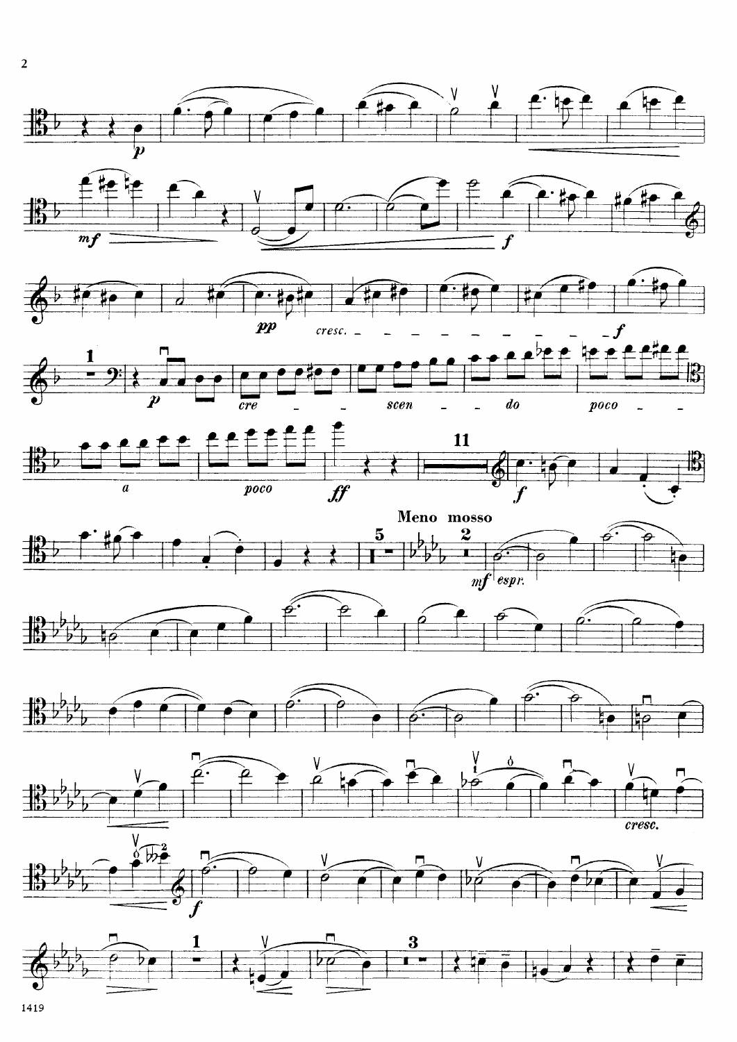**Meno mosso**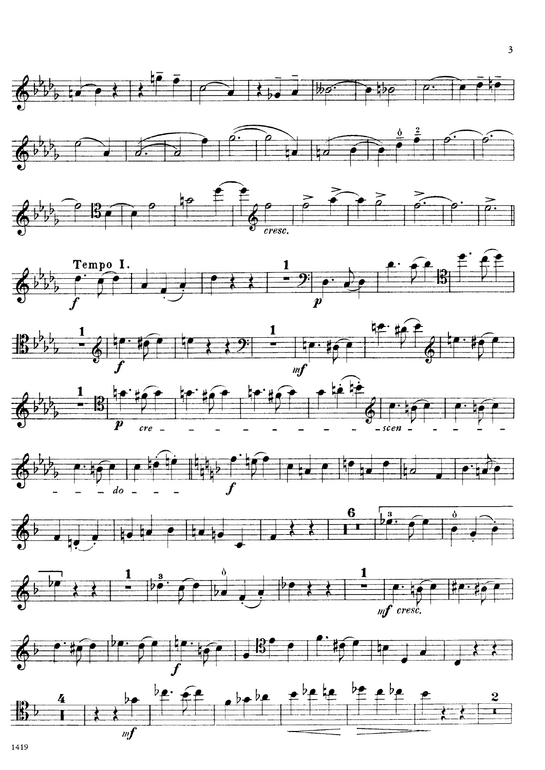**Tempo I.**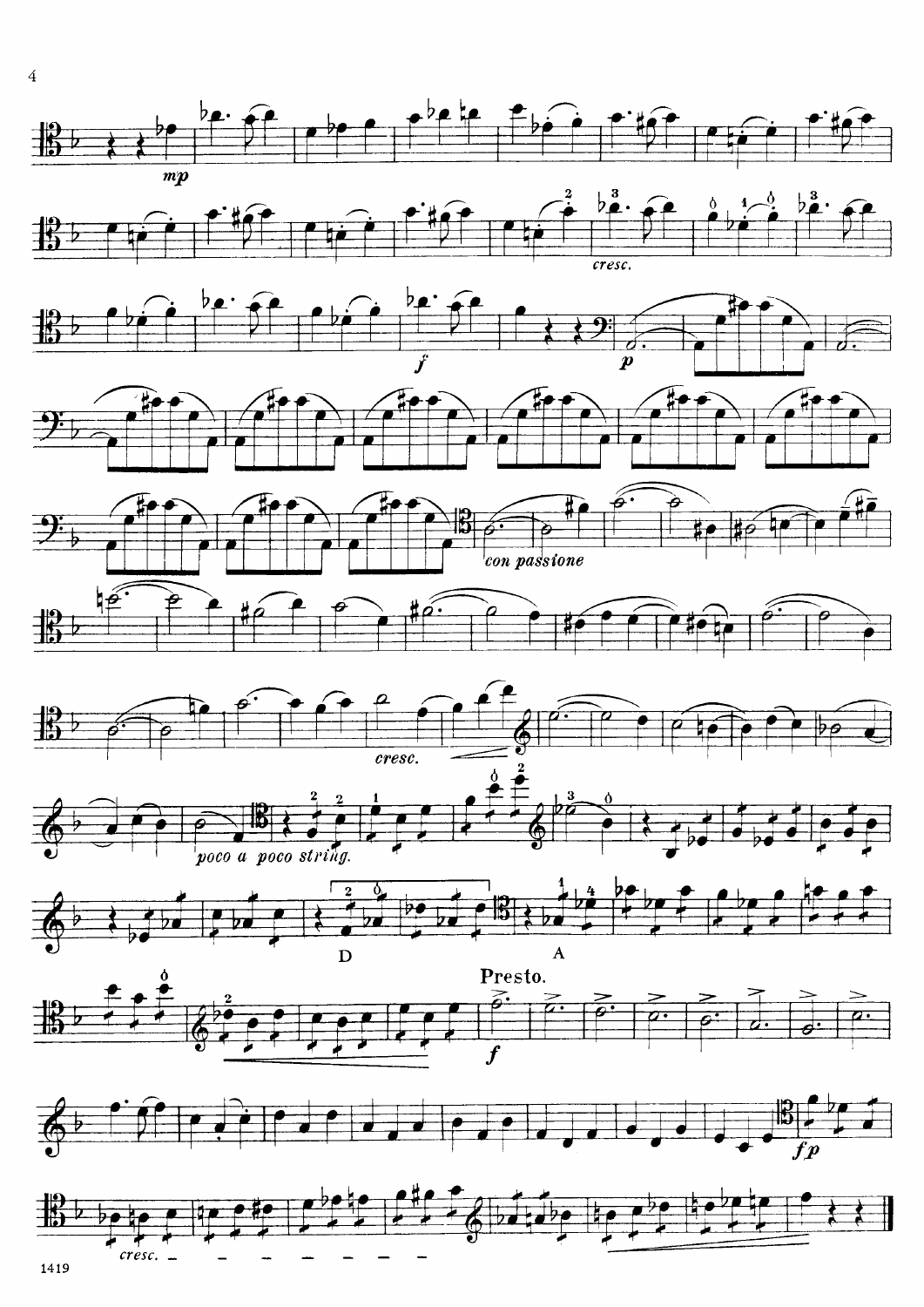*con passione*

*cresc.*

*poco a poco string.*

D

A

**Presto.**

*cresc.*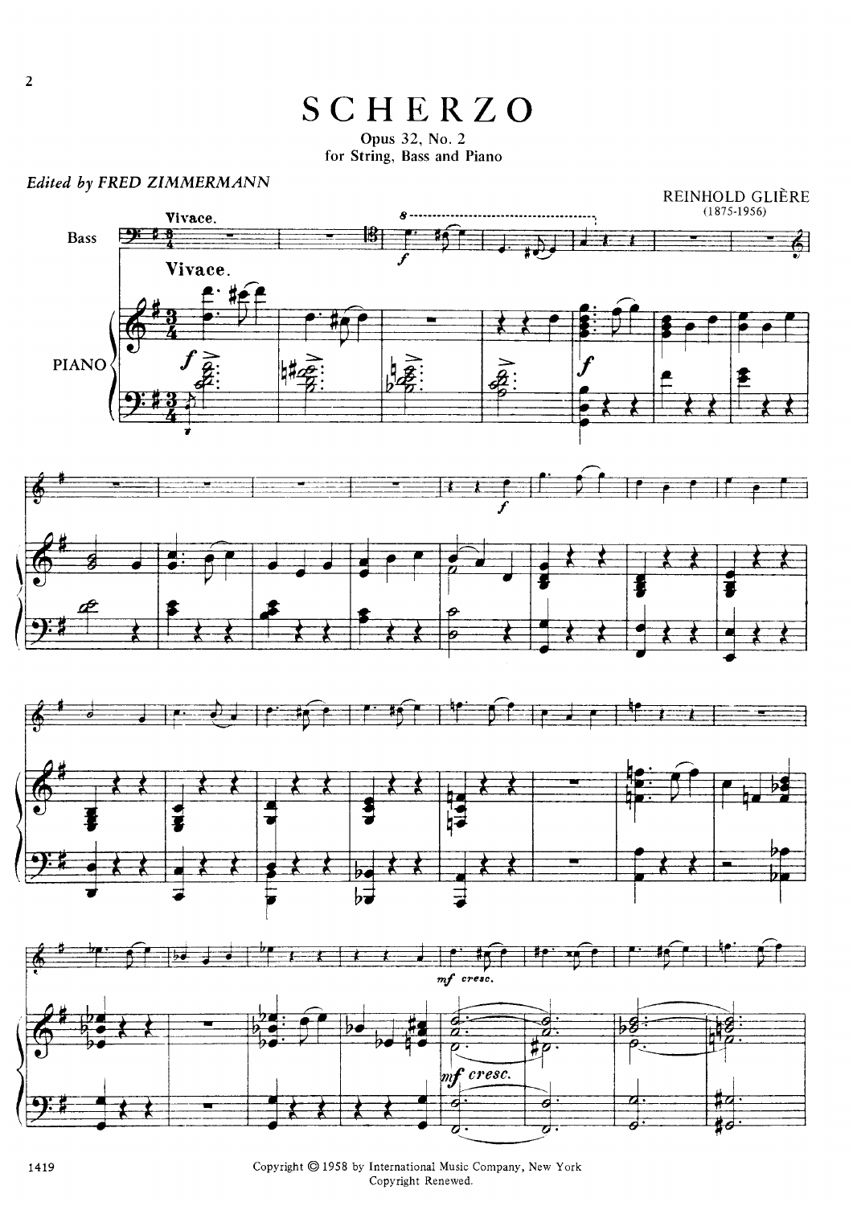# SCHERZO

Opus 32, No. 2

for String, Bass and Piano

*Edited by FRED ZIMMERMANN*

REINHOLD GLIÈRE

(1875-1956)

Copyright © 1958 by International Music Company, New York

Copyright Renewed.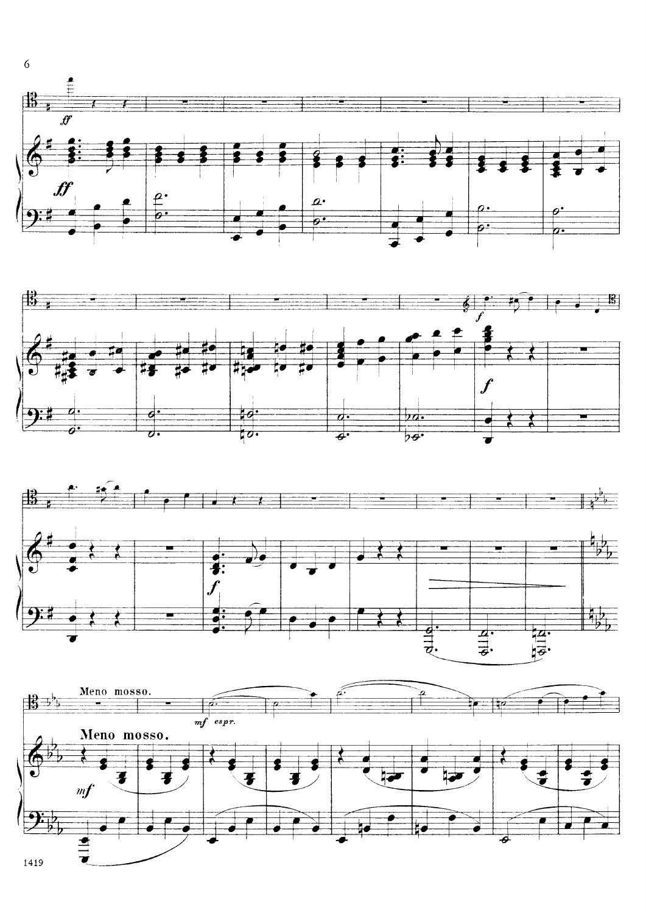Meno mosso.

Meno mosso.

*mf espr.*

*mf*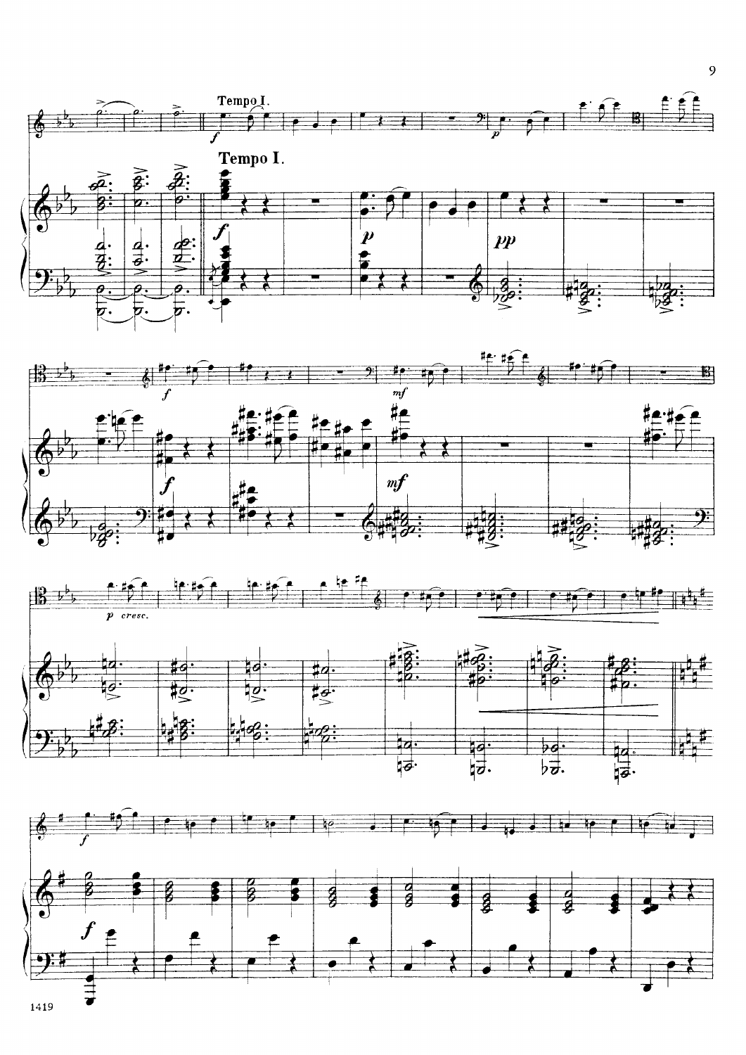Tempo I.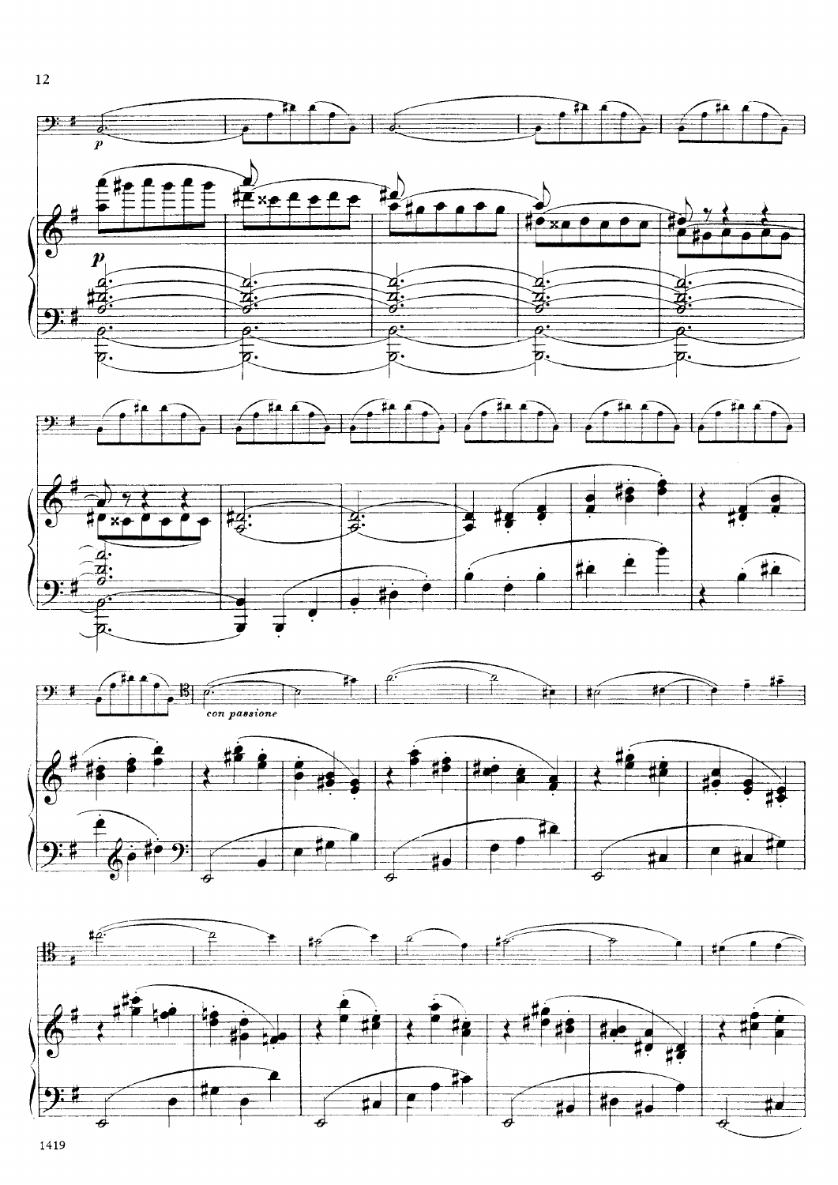*p*

*con passione*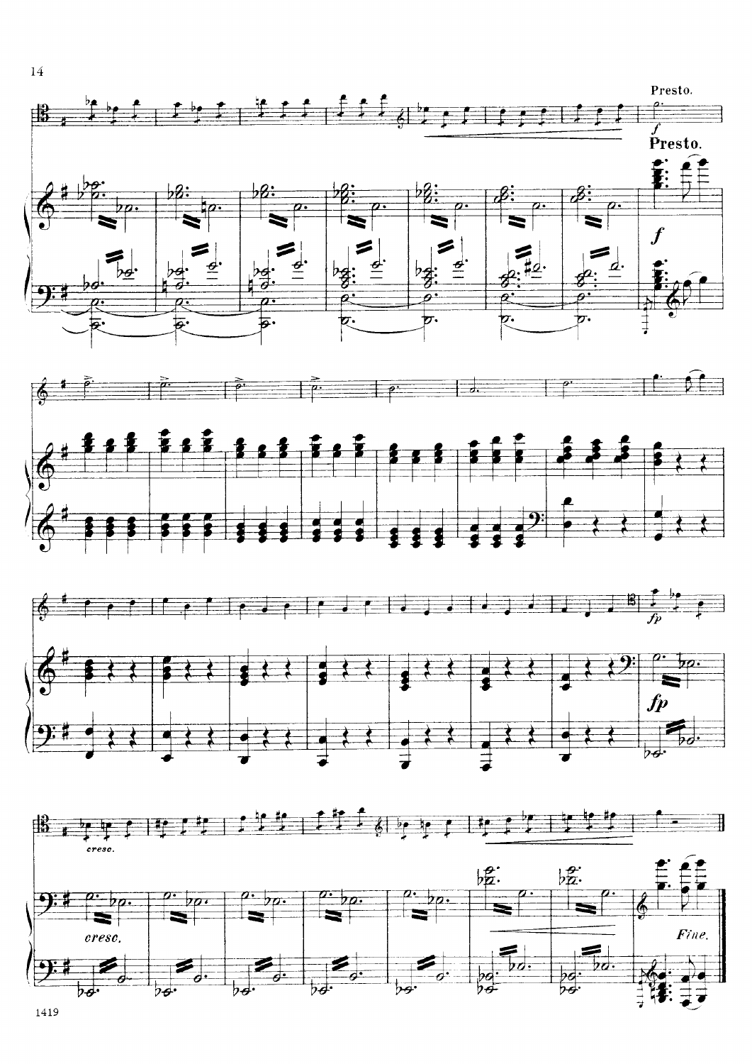Presto.

*f*

**Presto.**

*f*

*fp*

*fp*

*cresc.*

*cresc.*

*Fine.*